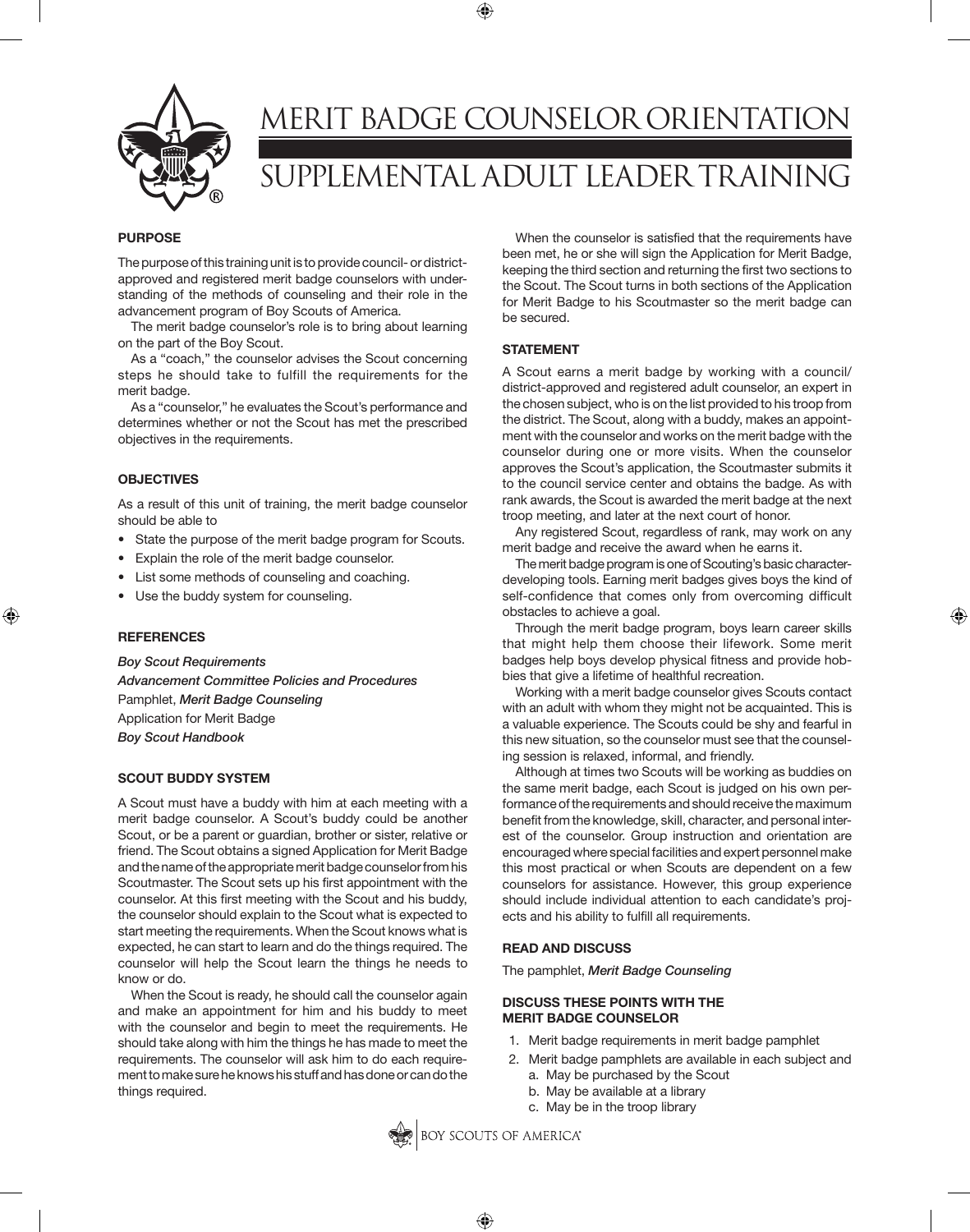# MERIT BADGE COUNSELOR ORIENTATION

## SUPPLEMENTAL ADULT LEADER TRAINING

### PURPOSE

The purpose of this training unit is to provide council- or district-approved and registered merit badge counselors with understanding of the methods of counseling and their role in the advancement program of Boy Scouts of America.

The merit badge counselor's role is to bring about learning on the part of the Boy Scout.

As a "coach," the counselor advises the Scout concerning steps he should take to fulfill the requirements for the merit badge.

As a "counselor," he evaluates the Scout's performance and determines whether or not the Scout has met the prescribed objectives in the requirements.

### OBJECTIVES

As a result of this unit of training, the merit badge counselor should be able to

- State the purpose of the merit badge program for Scouts.
- Explain the role of the merit badge counselor.
- List some methods of counseling and coaching.
- Use the buddy system for counseling.

### REFERENCES

***Boy Scout Requirements***

***Advancement Committee Policies and Procedures***

Pamphlet, ***Merit Badge Counseling***

Application for Merit Badge

***Boy Scout Handbook***

### SCOUT BUDDY SYSTEM

A Scout must have a buddy with him at each meeting with a merit badge counselor. A Scout's buddy could be another Scout, or be a parent or guardian, brother or sister, relative or friend. The Scout obtains a signed Application for Merit Badge and the name of the appropriate merit badge counselor from his Scoutmaster. The Scout sets up his first appointment with the counselor. At this first meeting with the Scout and his buddy, the counselor should explain to the Scout what is expected to start meeting the requirements. When the Scout knows what is expected, he can start to learn and do the things required. The counselor will help the Scout learn the things he needs to know or do.

When the Scout is ready, he should call the counselor again and make an appointment for him and his buddy to meet with the counselor and begin to meet the requirements. He should take along with him the things he has made to meet the requirements. The counselor will ask him to do each requirement to make sure he knows his stuff and has done or can do the things required.

When the counselor is satisfied that the requirements have been met, he or she will sign the Application for Merit Badge, keeping the third section and returning the first two sections to the Scout. The Scout turns in both sections of the Application for Merit Badge to his Scoutmaster so the merit badge can be secured.

### STATEMENT

A Scout earns a merit badge by working with a council/district-approved and registered adult counselor, an expert in the chosen subject, who is on the list provided to his troop from the district. The Scout, along with a buddy, makes an appointment with the counselor and works on the merit badge with the counselor during one or more visits. When the counselor approves the Scout's application, the Scoutmaster submits it to the council service center and obtains the badge. As with rank awards, the Scout is awarded the merit badge at the next troop meeting, and later at the next court of honor.

Any registered Scout, regardless of rank, may work on any merit badge and receive the award when he earns it.

The merit badge program is one of Scouting's basic character-developing tools. Earning merit badges gives boys the kind of self-confidence that comes only from overcoming difficult obstacles to achieve a goal.

Through the merit badge program, boys learn career skills that might help them choose their lifework. Some merit badges help boys develop physical fitness and provide hobbies that give a lifetime of healthful recreation.

Working with a merit badge counselor gives Scouts contact with an adult with whom they might not be acquainted. This is a valuable experience. The Scouts could be shy and fearful in this new situation, so the counselor must see that the counseling session is relaxed, informal, and friendly.

Although at times two Scouts will be working as buddies on the same merit badge, each Scout is judged on his own performance of the requirements and should receive the maximum benefit from the knowledge, skill, character, and personal interest of the counselor. Group instruction and orientation are encouraged where special facilities and expert personnel make this most practical or when Scouts are dependent on a few counselors for assistance. However, this group experience should include individual attention to each candidate's projects and his ability to fulfill all requirements.

### READ AND DISCUSS

The pamphlet, ***Merit Badge Counseling***

### DISCUSS THESE POINTS WITH THE MERIT BADGE COUNSELOR

1. Merit badge requirements in merit badge pamphlet
2. Merit badge pamphlets are available in each subject and
    a. May be purchased by the Scout
    b. May be available at a library
    c. May be in the troop library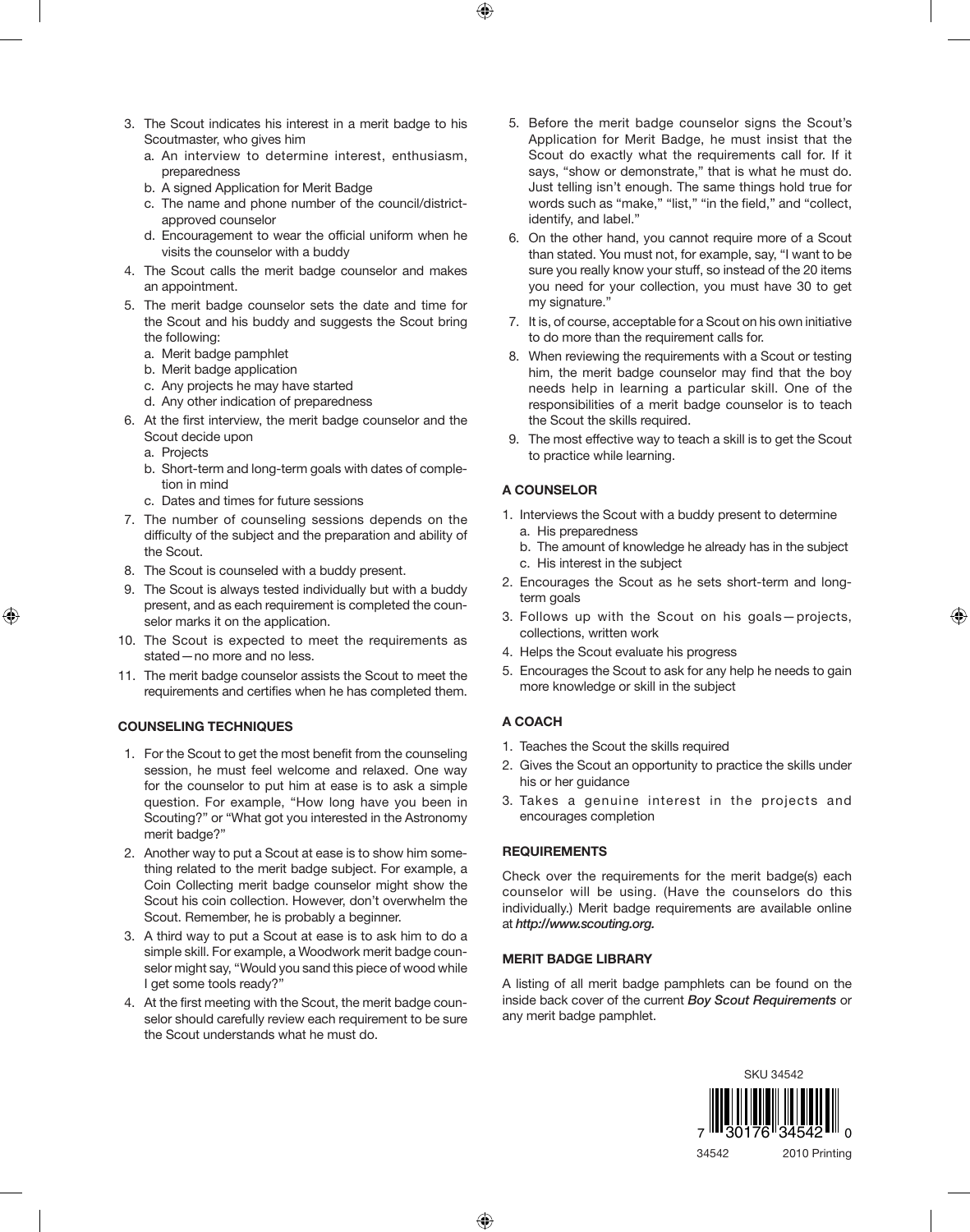3. The Scout indicates his interest in a merit badge to his Scoutmaster, who gives him
   a. An interview to determine interest, enthusiasm, preparedness
   b. A signed Application for Merit Badge
   c. The name and phone number of the council/district-approved counselor
   d. Encouragement to wear the official uniform when he visits the counselor with a buddy
4. The Scout calls the merit badge counselor and makes an appointment.
5. The merit badge counselor sets the date and time for the Scout and his buddy and suggests the Scout bring the following:
   a. Merit badge pamphlet
   b. Merit badge application
   c. Any projects he may have started
   d. Any other indication of preparedness
6. At the first interview, the merit badge counselor and the Scout decide upon
   a. Projects
   b. Short-term and long-term goals with dates of completion in mind
   c. Dates and times for future sessions
7. The number of counseling sessions depends on the difficulty of the subject and the preparation and ability of the Scout.
8. The Scout is counseled with a buddy present.
9. The Scout is always tested individually but with a buddy present, and as each requirement is completed the counselor marks it on the application.
10. The Scout is expected to meet the requirements as stated—no more and no less.
11. The merit badge counselor assists the Scout to meet the requirements and certifies when he has completed them.

### COUNSELING TECHNIQUES

1. For the Scout to get the most benefit from the counseling session, he must feel welcome and relaxed. One way for the counselor to put him at ease is to ask a simple question. For example, "How long have you been in Scouting?" or "What got you interested in the Astronomy merit badge?"
2. Another way to put a Scout at ease is to show him something related to the merit badge subject. For example, a Coin Collecting merit badge counselor might show the Scout his coin collection. However, don't overwhelm the Scout. Remember, he is probably a beginner.
3. A third way to put a Scout at ease is to ask him to do a simple skill. For example, a Woodwork merit badge counselor might say, "Would you sand this piece of wood while I get some tools ready?"
4. At the first meeting with the Scout, the merit badge counselor should carefully review each requirement to be sure the Scout understands what he must do.
5. Before the merit badge counselor signs the Scout's Application for Merit Badge, he must insist that the Scout do exactly what the requirements call for. If it says, "show or demonstrate," that is what he must do. Just telling isn't enough. The same things hold true for words such as "make," "list," "in the field," and "collect, identify, and label."
6. On the other hand, you cannot require more of a Scout than stated. You must not, for example, say, "I want to be sure you really know your stuff, so instead of the 20 items you need for your collection, you must have 30 to get my signature."
7. It is, of course, acceptable for a Scout on his own initiative to do more than the requirement calls for.
8. When reviewing the requirements with a Scout or testing him, the merit badge counselor may find that the boy needs help in learning a particular skill. One of the responsibilities of a merit badge counselor is to teach the Scout the skills required.
9. The most effective way to teach a skill is to get the Scout to practice while learning.

### A COUNSELOR

1. Interviews the Scout with a buddy present to determine
   a. His preparedness
   b. The amount of knowledge he already has in the subject
   c. His interest in the subject
2. Encourages the Scout as he sets short-term and long-term goals
3. Follows up with the Scout on his goals—projects, collections, written work
4. Helps the Scout evaluate his progress
5. Encourages the Scout to ask for any help he needs to gain more knowledge or skill in the subject

### A COACH

1. Teaches the Scout the skills required
2. Gives the Scout an opportunity to practice the skills under his or her guidance
3. Takes a genuine interest in the projects and encourages completion

### REQUIREMENTS

Check over the requirements for the merit badge(s) each counselor will be using. (Have the counselors do this individually.) Merit badge requirements are available online at ***http://www.scouting.org.***

### MERIT BADGE LIBRARY

A listing of all merit badge pamphlets can be found on the inside back cover of the current ***Boy Scout Requirements*** or any merit badge pamphlet.

SKU 34542

7 30176 34542 0

34542 2010 Printing